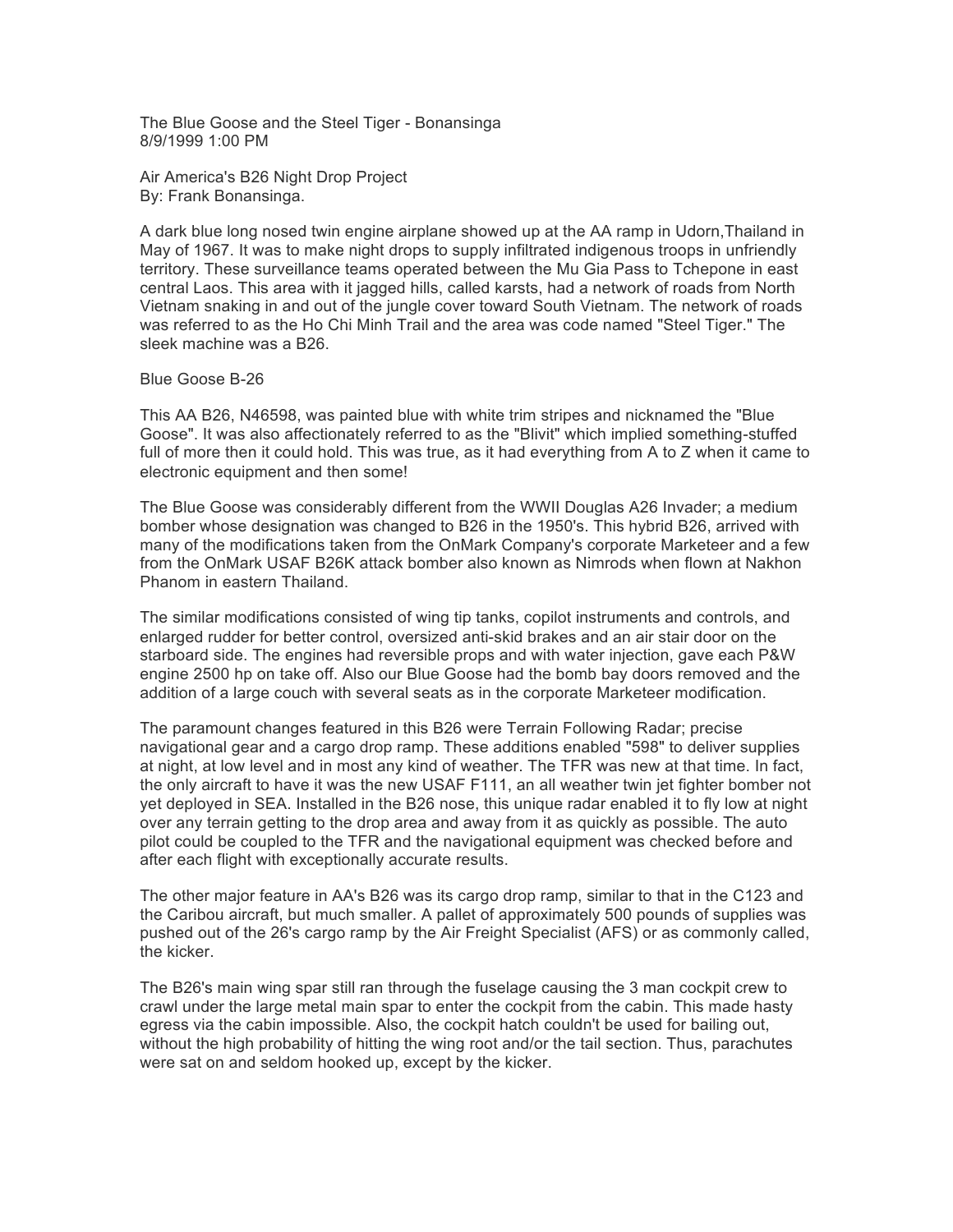The Blue Goose and the Steel Tiger - Bonansinga
8/9/1999 1:00 PM

Air America's B26 Night Drop Project
By: Frank Bonansinga.

A dark blue long nosed twin engine airplane showed up at the AA ramp in Udorn,Thailand in May of 1967. It was to make night drops to supply infiltrated indigenous troops in unfriendly territory. These surveillance teams operated between the Mu Gia Pass to Tchepone in east central Laos. This area with it jagged hills, called karsts, had a network of roads from North Vietnam snaking in and out of the jungle cover toward South Vietnam. The network of roads was referred to as the Ho Chi Minh Trail and the area was code named "Steel Tiger." The sleek machine was a B26.

Blue Goose B-26

This AA B26, N46598, was painted blue with white trim stripes and nicknamed the "Blue Goose". It was also affectionately referred to as the "Blivit" which implied something-stuffed full of more then it could hold. This was true, as it had everything from A to Z when it came to electronic equipment and then some!

The Blue Goose was considerably different from the WWII Douglas A26 Invader; a medium bomber whose designation was changed to B26 in the 1950's. This hybrid B26, arrived with many of the modifications taken from the OnMark Company's corporate Marketeer and a few from the OnMark USAF B26K attack bomber also known as Nimrods when flown at Nakhon Phanom in eastern Thailand.

The similar modifications consisted of wing tip tanks, copilot instruments and controls, and enlarged rudder for better control, oversized anti-skid brakes and an air stair door on the starboard side. The engines had reversible props and with water injection, gave each P&W engine 2500 hp on take off. Also our Blue Goose had the bomb bay doors removed and the addition of a large couch with several seats as in the corporate Marketeer modification.

The paramount changes featured in this B26 were Terrain Following Radar; precise navigational gear and a cargo drop ramp. These additions enabled "598" to deliver supplies at night, at low level and in most any kind of weather. The TFR was new at that time. In fact, the only aircraft to have it was the new USAF F111, an all weather twin jet fighter bomber not yet deployed in SEA. Installed in the B26 nose, this unique radar enabled it to fly low at night over any terrain getting to the drop area and away from it as quickly as possible. The auto pilot could be coupled to the TFR and the navigational equipment was checked before and after each flight with exceptionally accurate results.

The other major feature in AA's B26 was its cargo drop ramp, similar to that in the C123 and the Caribou aircraft, but much smaller. A pallet of approximately 500 pounds of supplies was pushed out of the 26's cargo ramp by the Air Freight Specialist (AFS) or as commonly called, the kicker.

The B26's main wing spar still ran through the fuselage causing the 3 man cockpit crew to crawl under the large metal main spar to enter the cockpit from the cabin. This made hasty egress via the cabin impossible. Also, the cockpit hatch couldn't be used for bailing out, without the high probability of hitting the wing root and/or the tail section. Thus, parachutes were sat on and seldom hooked up, except by the kicker.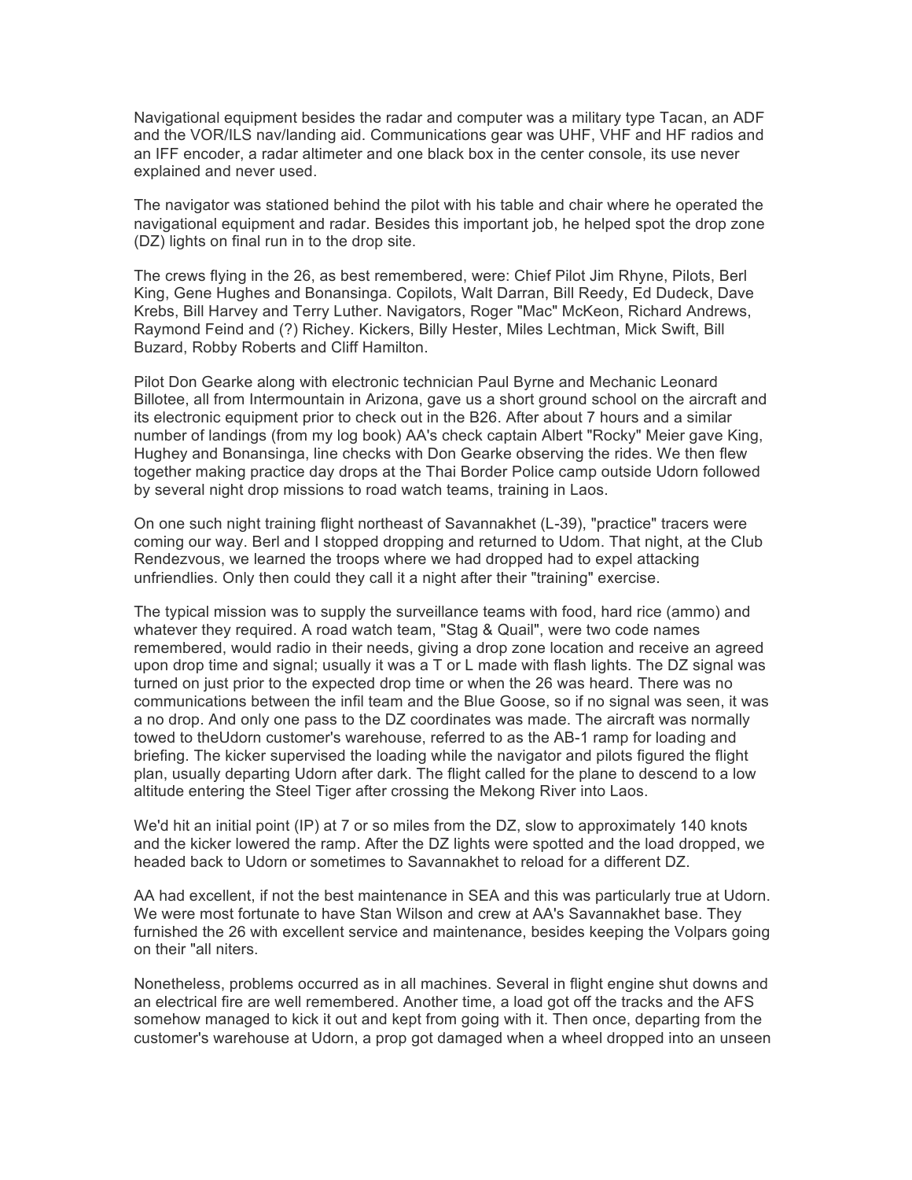Navigational equipment besides the radar and computer was a military type Tacan, an ADF and the VOR/ILS nav/landing aid. Communications gear was UHF, VHF and HF radios and an IFF encoder, a radar altimeter and one black box in the center console, its use never explained and never used.

The navigator was stationed behind the pilot with his table and chair where he operated the navigational equipment and radar. Besides this important job, he helped spot the drop zone (DZ) lights on final run in to the drop site.

The crews flying in the 26, as best remembered, were: Chief Pilot Jim Rhyne, Pilots, Berl King, Gene Hughes and Bonansinga. Copilots, Walt Darran, Bill Reedy, Ed Dudeck, Dave Krebs, Bill Harvey and Terry Luther. Navigators, Roger "Mac" McKeon, Richard Andrews, Raymond Feind and (?) Richey. Kickers, Billy Hester, Miles Lechtman, Mick Swift, Bill Buzard, Robby Roberts and Cliff Hamilton.

Pilot Don Gearke along with electronic technician Paul Byrne and Mechanic Leonard Billotee, all from Intermountain in Arizona, gave us a short ground school on the aircraft and its electronic equipment prior to check out in the B26. After about 7 hours and a similar number of landings (from my log book) AA's check captain Albert "Rocky" Meier gave King, Hughey and Bonansinga, line checks with Don Gearke observing the rides. We then flew together making practice day drops at the Thai Border Police camp outside Udorn followed by several night drop missions to road watch teams, training in Laos.

On one such night training flight northeast of Savannakhet (L-39), "practice" tracers were coming our way. Berl and I stopped dropping and returned to Udom. That night, at the Club Rendezvous, we learned the troops where we had dropped had to expel attacking unfriendlies. Only then could they call it a night after their "training" exercise.

The typical mission was to supply the surveillance teams with food, hard rice (ammo) and whatever they required. A road watch team, "Stag & Quail", were two code names remembered, would radio in their needs, giving a drop zone location and receive an agreed upon drop time and signal; usually it was a T or L made with flash lights. The DZ signal was turned on just prior to the expected drop time or when the 26 was heard. There was no communications between the infil team and the Blue Goose, so if no signal was seen, it was a no drop. And only one pass to the DZ coordinates was made. The aircraft was normally towed to theUdorn customer's warehouse, referred to as the AB-1 ramp for loading and briefing. The kicker supervised the loading while the navigator and pilots figured the flight plan, usually departing Udorn after dark. The flight called for the plane to descend to a low altitude entering the Steel Tiger after crossing the Mekong River into Laos.

We'd hit an initial point (IP) at 7 or so miles from the DZ, slow to approximately 140 knots and the kicker lowered the ramp. After the DZ lights were spotted and the load dropped, we headed back to Udorn or sometimes to Savannakhet to reload for a different DZ.

AA had excellent, if not the best maintenance in SEA and this was particularly true at Udorn. We were most fortunate to have Stan Wilson and crew at AA's Savannakhet base. They furnished the 26 with excellent service and maintenance, besides keeping the Volpars going on their "all niters.

Nonetheless, problems occurred as in all machines. Several in flight engine shut downs and an electrical fire are well remembered. Another time, a load got off the tracks and the AFS somehow managed to kick it out and kept from going with it. Then once, departing from the customer's warehouse at Udorn, a prop got damaged when a wheel dropped into an unseen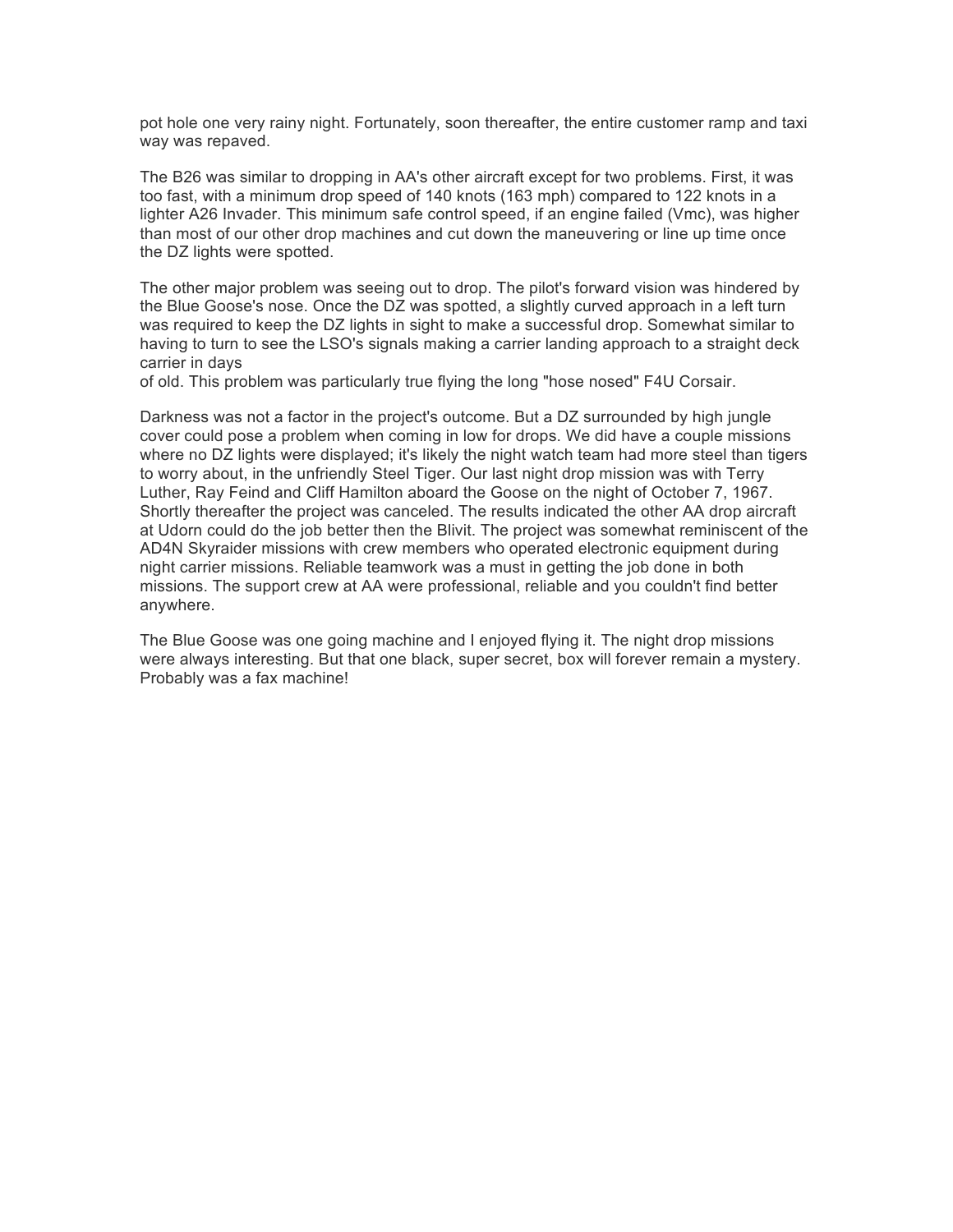pot hole one very rainy night. Fortunately, soon thereafter, the entire customer ramp and taxi way was repaved.

The B26 was similar to dropping in AA's other aircraft except for two problems. First, it was too fast, with a minimum drop speed of 140 knots (163 mph) compared to 122 knots in a lighter A26 Invader. This minimum safe control speed, if an engine failed (Vmc), was higher than most of our other drop machines and cut down the maneuvering or line up time once the DZ lights were spotted.

The other major problem was seeing out to drop. The pilot's forward vision was hindered by the Blue Goose's nose. Once the DZ was spotted, a slightly curved approach in a left turn was required to keep the DZ lights in sight to make a successful drop. Somewhat similar to having to turn to see the LSO's signals making a carrier landing approach to a straight deck carrier in days
of old. This problem was particularly true flying the long "hose nosed" F4U Corsair.

Darkness was not a factor in the project's outcome. But a DZ surrounded by high jungle cover could pose a problem when coming in low for drops. We did have a couple missions where no DZ lights were displayed; it's likely the night watch team had more steel than tigers to worry about, in the unfriendly Steel Tiger. Our last night drop mission was with Terry Luther, Ray Feind and Cliff Hamilton aboard the Goose on the night of October 7, 1967. Shortly thereafter the project was canceled. The results indicated the other AA drop aircraft at Udorn could do the job better then the Blivit. The project was somewhat reminiscent of the AD4N Skyraider missions with crew members who operated electronic equipment during night carrier missions. Reliable teamwork was a must in getting the job done in both missions. The support crew at AA were professional, reliable and you couldn't find better anywhere.

The Blue Goose was one going machine and I enjoyed flying it. The night drop missions were always interesting. But that one black, super secret, box will forever remain a mystery. Probably was a fax machine!